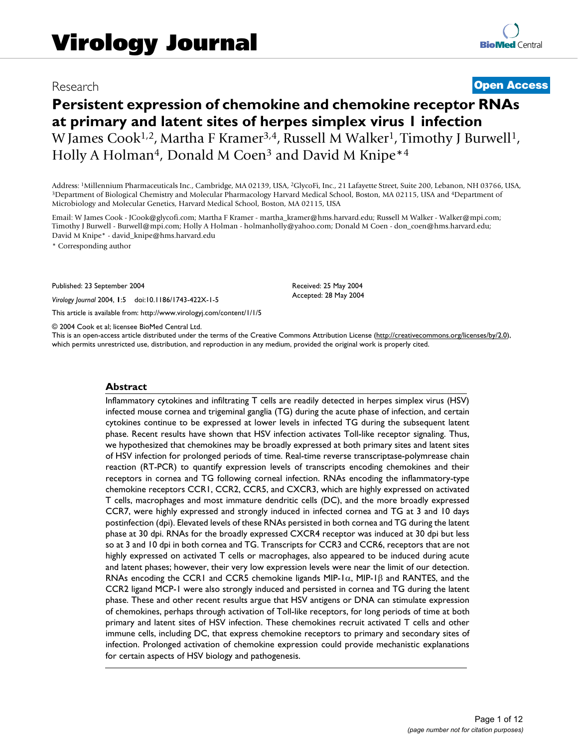Virology Journal

Research

Open Access

# Persistent expression of chemokine and chemokine receptor RNAs at primary and latent sites of herpes simplex virus 1 infection

W James Cook[1,2], Martha F Kramer[3,4], Russell M Walker[1], Timothy J Burwell[1], Holly A Holman[4], Donald M Coen[3] and David M Knipe*[4]

Address: [1]Millennium Pharmaceuticals Inc., Cambridge, MA 02139, USA, [2]GlycoFi, Inc., 21 Lafayette Street, Suite 200, Lebanon, NH 03766, USA, [3]Department of Biological Chemistry and Molecular Pharmacology Harvard Medical School, Boston, MA 02115, USA and [4]Department of Microbiology and Molecular Genetics, Harvard Medical School, Boston, MA 02115, USA

Email: W James Cook - JCook@glycofi.com; Martha F Kramer - martha_kramer@hms.harvard.edu; Russell M Walker - Walker@mpi.com; Timothy J Burwell - Burwell@mpi.com; Holly A Holman - holmanholly@yahoo.com; Donald M Coen - don_coen@hms.harvard.edu; David M Knipe* - david_knipe@hms.harvard.edu

* Corresponding author

Published: 23 September 2004

*Virology Journal* 2004, **1**:5 doi:10.1186/1743-422X-1-5

Received: 25 May 2004
Accepted: 28 May 2004

This article is available from: http://www.virologyj.com/content/1/1/5

© 2004 Cook et al; licensee BioMed Central Ltd.
This is an open-access article distributed under the terms of the Creative Commons Attribution License (http://creativecommons.org/licenses/by/2.0), which permits unrestricted use, distribution, and reproduction in any medium, provided the original work is properly cited.

## Abstract

Inflammatory cytokines and infiltrating T cells are readily detected in herpes simplex virus (HSV) infected mouse cornea and trigeminal ganglia (TG) during the acute phase of infection, and certain cytokines continue to be expressed at lower levels in infected TG during the subsequent latent phase. Recent results have shown that HSV infection activates Toll-like receptor signaling. Thus, we hypothesized that chemokines may be broadly expressed at both primary sites and latent sites of HSV infection for prolonged periods of time. Real-time reverse transcriptase-polymerase chain reaction (RT-PCR) to quantify expression levels of transcripts encoding chemokines and their receptors in cornea and TG following corneal infection. RNAs encoding the inflammatory-type chemokine receptors CCR1, CCR2, CCR5, and CXCR3, which are highly expressed on activated T cells, macrophages and most immature dendritic cells (DC), and the more broadly expressed CCR7, were highly expressed and strongly induced in infected cornea and TG at 3 and 10 days postinfection (dpi). Elevated levels of these RNAs persisted in both cornea and TG during the latent phase at 30 dpi. RNAs for the broadly expressed CXCR4 receptor was induced at 30 dpi but less so at 3 and 10 dpi in both cornea and TG. Transcripts for CCR3 and CCR6, receptors that are not highly expressed on activated T cells or macrophages, also appeared to be induced during acute and latent phases; however, their very low expression levels were near the limit of our detection. RNAs encoding the CCR1 and CCR5 chemokine ligands MIP-1α, MIP-1β and RANTES, and the CCR2 ligand MCP-1 were also strongly induced and persisted in cornea and TG during the latent phase. These and other recent results argue that HSV antigens or DNA can stimulate expression of chemokines, perhaps through activation of Toll-like receptors, for long periods of time at both primary and latent sites of HSV infection. These chemokines recruit activated T cells and other immune cells, including DC, that express chemokine receptors to primary and secondary sites of infection. Prolonged activation of chemokine expression could provide mechanistic explanations for certain aspects of HSV biology and pathogenesis.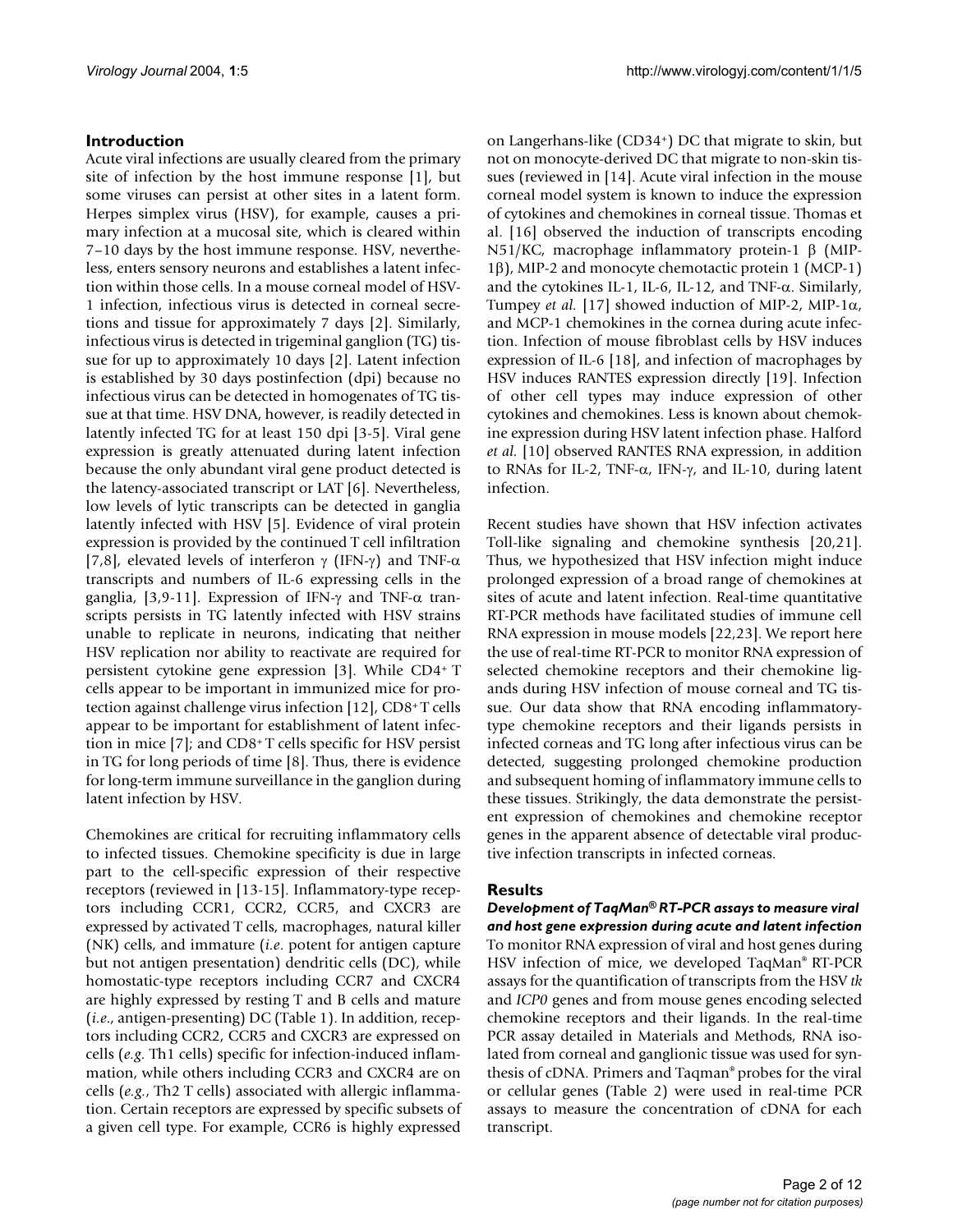## Introduction

Acute viral infections are usually cleared from the primary site of infection by the host immune response [1], but some viruses can persist at other sites in a latent form. Herpes simplex virus (HSV), for example, causes a primary infection at a mucosal site, which is cleared within 7–10 days by the host immune response. HSV, nevertheless, enters sensory neurons and establishes a latent infection within those cells. In a mouse corneal model of HSV-1 infection, infectious virus is detected in corneal secretions and tissue for approximately 7 days [2]. Similarly, infectious virus is detected in trigeminal ganglion (TG) tissue for up to approximately 10 days [2]. Latent infection is established by 30 days postinfection (dpi) because no infectious virus can be detected in homogenates of TG tissue at that time. HSV DNA, however, is readily detected in latently infected TG for at least 150 dpi [3-5]. Viral gene expression is greatly attenuated during latent infection because the only abundant viral gene product detected is the latency-associated transcript or LAT [6]. Nevertheless, low levels of lytic transcripts can be detected in ganglia latently infected with HSV [5]. Evidence of viral protein expression is provided by the continued T cell infiltration [7,8], elevated levels of interferon γ (IFN-γ) and TNF-α transcripts and numbers of IL-6 expressing cells in the ganglia, [3,9-11]. Expression of IFN-γ and TNF-α transcripts persists in TG latently infected with HSV strains unable to replicate in neurons, indicating that neither HSV replication nor ability to reactivate are required for persistent cytokine gene expression [3]. While CD4+ T cells appear to be important in immunized mice for protection against challenge virus infection [12], CD8+ T cells appear to be important for establishment of latent infection in mice [7]; and CD8+ T cells specific for HSV persist in TG for long periods of time [8]. Thus, there is evidence for long-term immune surveillance in the ganglion during latent infection by HSV.

Chemokines are critical for recruiting inflammatory cells to infected tissues. Chemokine specificity is due in large part to the cell-specific expression of their respective receptors (reviewed in [13-15]. Inflammatory-type receptors including CCR1, CCR2, CCR5, and CXCR3 are expressed by activated T cells, macrophages, natural killer (NK) cells, and immature (*i.e*. potent for antigen capture but not antigen presentation) dendritic cells (DC), while homostatic-type receptors including CCR7 and CXCR4 are highly expressed by resting T and B cells and mature (*i.e*., antigen-presenting) DC (Table 1). In addition, receptors including CCR2, CCR5 and CXCR3 are expressed on cells (*e.g*. Th1 cells) specific for infection-induced inflammation, while others including CCR3 and CXCR4 are on cells (*e.g*., Th2 T cells) associated with allergic inflammation. Certain receptors are expressed by specific subsets of a given cell type. For example, CCR6 is highly expressed on Langerhans-like (CD34+) DC that migrate to skin, but not on monocyte-derived DC that migrate to non-skin tissues (reviewed in [14]. Acute viral infection in the mouse corneal model system is known to induce the expression of cytokines and chemokines in corneal tissue. Thomas et al. [16] observed the induction of transcripts encoding N51/KC, macrophage inflammatory protein-1 β (MIP-1β), MIP-2 and monocyte chemotactic protein 1 (MCP-1) and the cytokines IL-1, IL-6, IL-12, and TNF-α. Similarly, Tumpey *et al.* [17] showed induction of MIP-2, MIP-1α, and MCP-1 chemokines in the cornea during acute infection. Infection of mouse fibroblast cells by HSV induces expression of IL-6 [18], and infection of macrophages by HSV induces RANTES expression directly [19]. Infection of other cell types may induce expression of other cytokines and chemokines. Less is known about chemokine expression during HSV latent infection phase. Halford *et al.* [10] observed RANTES RNA expression, in addition to RNAs for IL-2, TNF-α, IFN-γ, and IL-10, during latent infection.

Recent studies have shown that HSV infection activates Toll-like signaling and chemokine synthesis [20,21]. Thus, we hypothesized that HSV infection might induce prolonged expression of a broad range of chemokines at sites of acute and latent infection. Real-time quantitative RT-PCR methods have facilitated studies of immune cell RNA expression in mouse models [22,23]. We report here the use of real-time RT-PCR to monitor RNA expression of selected chemokine receptors and their chemokine ligands during HSV infection of mouse corneal and TG tissue. Our data show that RNA encoding inflammatory-type chemokine receptors and their ligands persists in infected corneas and TG long after infectious virus can be detected, suggesting prolonged chemokine production and subsequent homing of inflammatory immune cells to these tissues. Strikingly, the data demonstrate the persistent expression of chemokines and chemokine receptor genes in the apparent absence of detectable viral productive infection transcripts in infected corneas.

## Results

### *Development of TaqMan® RT-PCR assays to measure viral and host gene expression during acute and latent infection*

To monitor RNA expression of viral and host genes during HSV infection of mice, we developed TaqMan® RT-PCR assays for the quantification of transcripts from the HSV *tk* and *ICP0* genes and from mouse genes encoding selected chemokine receptors and their ligands. In the real-time PCR assay detailed in Materials and Methods, RNA isolated from corneal and ganglionic tissue was used for synthesis of cDNA. Primers and Taqman® probes for the viral or cellular genes (Table 2) were used in real-time PCR assays to measure the concentration of cDNA for each transcript.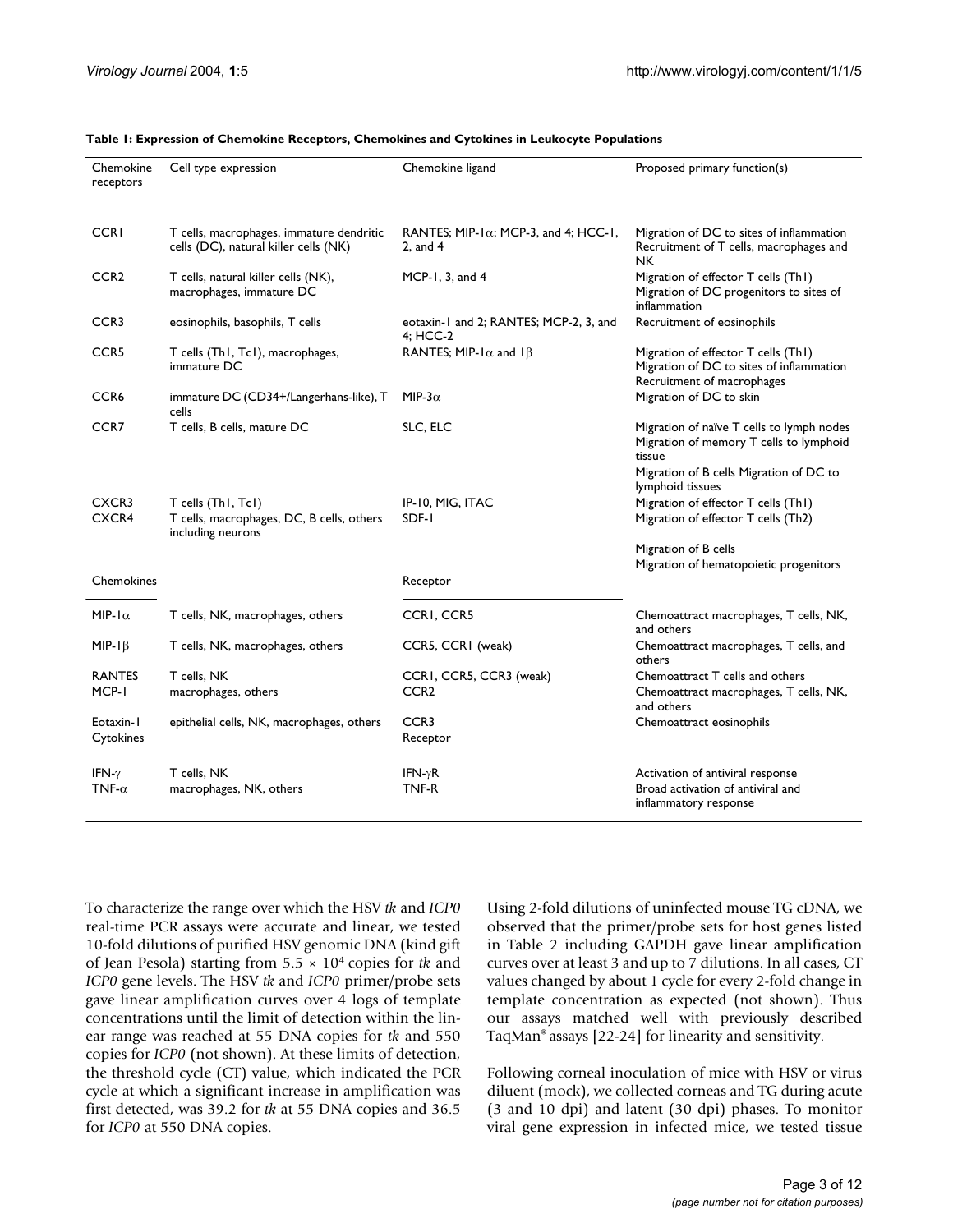**Table 1: Expression of Chemokine Receptors, Chemokines and Cytokines in Leukocyte Populations**

| Chemokine receptors | Cell type expression | Chemokine ligand | Proposed primary function(s) |
|---|---|---|---|
| CCR1 | T cells, macrophages, immature dendritic cells (DC), natural killer cells (NK) | RANTES; MIP-1α; MCP-3, and 4; HCC-1, 2, and 4 | Migration of DC to sites of inflammation Recruitment of T cells, macrophages and NK |
| CCR2 | T cells, natural killer cells (NK), macrophages, immature DC | MCP-1, 3, and 4 | Migration of effector T cells (Th1) Migration of DC progenitors to sites of inflammation |
| CCR3 | eosinophils, basophils, T cells | eotaxin-1 and 2; RANTES; MCP-2, 3, and 4; HCC-2 | Recruitment of eosinophils |
| CCR5 | T cells (Th1, Tc1), macrophages, immature DC | RANTES; MIP-1α and 1β | Migration of effector T cells (Th1) Migration of DC to sites of inflammation Recruitment of macrophages |
| CCR6 | immature DC (CD34+/Langerhans-like), T cells | MIP-3α | Migration of DC to skin |
| CCR7 | T cells, B cells, mature DC | SLC, ELC | Migration of naïve T cells to lymph nodes Migration of memory T cells to lymphoid tissue Migration of B cells Migration of DC to lymphoid tissues |
| CXCR3 | T cells (Th1, Tc1) | IP-10, MIG, ITAC | Migration of effector T cells (Th1) |
| CXCR4 | T cells, macrophages, DC, B cells, others including neurons | SDF-1 | Migration of effector T cells (Th2) Migration of B cells Migration of hematopoietic progenitors |
| **Chemokines** | | **Receptor** | |
| MIP-1α | T cells, NK, macrophages, others | CCR1, CCR5 | Chemoattract macrophages, T cells, NK, and others |
| MIP-1β | T cells, NK, macrophages, others | CCR5, CCR1 (weak) | Chemoattract macrophages, T cells, and others |
| RANTES | T cells, NK | CCR1, CCR5, CCR3 (weak) | Chemoattract T cells and others |
| MCP-1 | macrophages, others | CCR2 | Chemoattract macrophages, T cells, NK, and others |
| Eotaxin-1 | epithelial cells, NK, macrophages, others | CCR3 | Chemoattract eosinophils |
| **Cytokines** | | **Receptor** | |
| IFN-γ | T cells, NK | IFN-γR | Activation of antiviral response |
| TNF-α | macrophages, NK, others | TNF-R | Broad activation of antiviral and inflammatory response |

To characterize the range over which the HSV *tk* and *ICP0* real-time PCR assays were accurate and linear, we tested 10-fold dilutions of purified HSV genomic DNA (kind gift of Jean Pesola) starting from $5.5 \times 10^4$ copies for *tk* and *ICP0* gene levels. The HSV *tk* and *ICP0* primer/probe sets gave linear amplification curves over 4 logs of template concentrations until the limit of detection within the linear range was reached at 55 DNA copies for *tk* and 550 copies for *ICP0* (not shown). At these limits of detection, the threshold cycle (CT) value, which indicated the PCR cycle at which a significant increase in amplification was first detected, was 39.2 for *tk* at 55 DNA copies and 36.5 for *ICP0* at 550 DNA copies.

Using 2-fold dilutions of uninfected mouse TG cDNA, we observed that the primer/probe sets for host genes listed in Table 2 including GAPDH gave linear amplification curves over at least 3 and up to 7 dilutions. In all cases, CT values changed by about 1 cycle for every 2-fold change in template concentration as expected (not shown). Thus our assays matched well with previously described TaqMan® assays [22-24] for linearity and sensitivity.

Following corneal inoculation of mice with HSV or virus diluent (mock), we collected corneas and TG during acute (3 and 10 dpi) and latent (30 dpi) phases. To monitor viral gene expression in infected mice, we tested tissue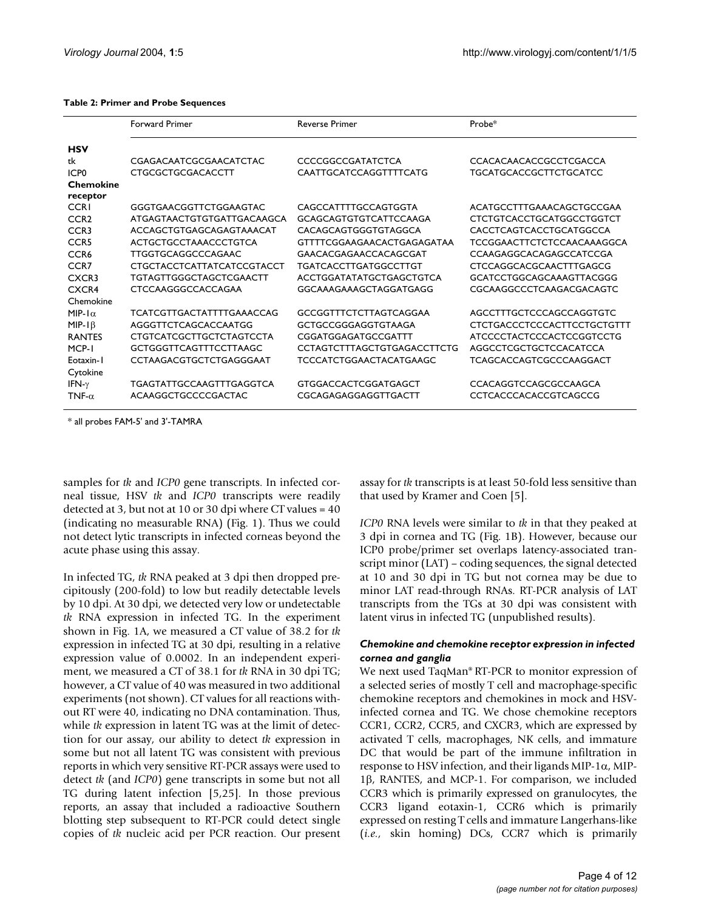**Table 2: Primer and Probe Sequences**

| | Forward Primer | Reverse Primer | Probe* |
|---|---|---|---|
| **HSV** | | | |
| tk | CGAGACAATCGCGAACATCTAC | CCCCGGCCGATATCTCA | CCACACAACACCGCCTCGACCA |
| ICP0 | CTGCGCTGCGACACCTT | CAATTGCATCCAGGTTTTCATG | TGCATGCACCGCTTCTGCATCC |
| **Chemokine receptor** | | | |
| CCR1 | GGGTGAACGGTTCTGGAAGTAC | CAGCCATTTTGCCAGTGGTA | ACATGCCTTTGAAACAGCTGCCGAA |
| CCR2 | ATGAGTAACTGTGTGATTGACAAGCA | GCAGCAGTGTGTCATTCCAAGA | CTCTGTCACCTGCATGGCCTGGTCT |
| CCR3 | ACCAGCTGTGAGCAGAGTAAACAT | CACAGCAGTGGGTGTAGGCA | CACCTCAGTCACCTGCATGGCCA |
| CCR5 | ACTGCTGCCTAAACCCTGTCA | GTTTTCGGAAGAACACTGAGAGATAA | TCCGGAACTTCTCTCCAACAAAGGCA |
| CCR6 | TTGGTGCAGGCCCAGAAC | GAACACGAGAACCACAGCGAT | CCAAGAGGCACAGAGCCATCCGA |
| CCR7 | CTGCTACCTCATTATCATCCGTACCT | TGATCACCTTGATGGCCTTGT | CTCCAGGCACGCAACTTTGAGCG |
| CXCR3 | TGTAGTTGGGCTAGCTCGAACTT | ACCTGGATATATGCTGAGCTGTCA | GCATCCTGGCAGCAAAGTTACGGG |
| CXCR4 | CTCCAAGGGCCACCAGAA | GGCAAAGAAAGCTAGGATGAGG | CGCAAGGCCCTCAAGACGACAGTC |
| Chemokine | | | |
| MIP-1α | TCATCGTTGACTATTTTGAAACCAG | GCCGGTTTCTCTTAGTCAGGAA | AGCCTTTGCTCCCAGCCAGGTGTC |
| MIP-1β | AGGGTTCTCAGCACCAATGG | GCTGCCGGGAGGTGTAAGA | CTCTGACCCTCCCACTTCCTGCTGTTT |
| RANTES | CTGTCATCGCTTGCTCTAGTCCTA | CGGATGGAGATGCCGATTT | ATCCCCTACTCCCACTCGGTCCTG |
| MCP-1 | GCTGGGTTCAGTTTCCTTAAGC | CCTAGTCTTTAGCTGTGAGACCTTCTG | AGGCCTCGCTGCTCCACATCCA |
| Eotaxin-1 | CCTAAGACGTGCTCTGAGGGAAT | TCCCATCTGGAACTACATGAAGC | TCAGCACCAGTCGCCCAAGGACT |
| Cytokine | | | |
| IFN-γ | TGAGTATTGCCAAGTTTGAGGTCA | GTGGACCACTCGGATGAGCT | CCACAGGTCCAGCGCCAAGCA |
| TNF-α | ACAAGGCTGCCCCGACTAC | CGCAGAGAGGAGGTTGACTT | CCTCACCCACACCGTCAGCCG |

\* all probes FAM-5' and 3'-TAMRA

samples for *tk* and *ICP0* gene transcripts. In infected corneal tissue, HSV *tk* and *ICP0* transcripts were readily detected at 3, but not at 10 or 30 dpi where CT values = 40 (indicating no measurable RNA) (Fig. 1). Thus we could not detect lytic transcripts in infected corneas beyond the acute phase using this assay.

In infected TG, *tk* RNA peaked at 3 dpi then dropped precipitously (200-fold) to low but readily detectable levels by 10 dpi. At 30 dpi, we detected very low or undetectable *tk* RNA expression in infected TG. In the experiment shown in Fig. 1A, we measured a CT value of 38.2 for *tk* expression in infected TG at 30 dpi, resulting in a relative expression value of 0.0002. In an independent experiment, we measured a CT of 38.1 for *tk* RNA in 30 dpi TG; however, a CT value of 40 was measured in two additional experiments (not shown). CT values for all reactions without RT were 40, indicating no DNA contamination. Thus, while *tk* expression in latent TG was at the limit of detection for our assay, our ability to detect *tk* expression in some but not all latent TG was consistent with previous reports in which very sensitive RT-PCR assays were used to detect *tk* (and *ICP0*) gene transcripts in some but not all TG during latent infection [5,25]. In those previous reports, an assay that included a radioactive Southern blotting step subsequent to RT-PCR could detect single copies of *tk* nucleic acid per PCR reaction. Our present assay for *tk* transcripts is at least 50-fold less sensitive than that used by Kramer and Coen [5].

*ICP0* RNA levels were similar to *tk* in that they peaked at 3 dpi in cornea and TG (Fig. 1B). However, because our ICP0 probe/primer set overlaps latency-associated transcript minor (LAT) – coding sequences, the signal detected at 10 and 30 dpi in TG but not cornea may be due to minor LAT read-through RNAs. RT-PCR analysis of LAT transcripts from the TGs at 30 dpi was consistent with latent virus in infected TG (unpublished results).

### *Chemokine and chemokine receptor expression in infected cornea and ganglia*

We next used TaqMan® RT-PCR to monitor expression of a selected series of mostly T cell and macrophage-specific chemokine receptors and chemokines in mock and HSV-infected cornea and TG. We chose chemokine receptors CCR1, CCR2, CCR5, and CXCR3, which are expressed by activated T cells, macrophages, NK cells, and immature DC that would be part of the immune infiltration in response to HSV infection, and their ligands MIP-1α, MIP-1β, RANTES, and MCP-1. For comparison, we included CCR3 which is primarily expressed on granulocytes, the CCR3 ligand eotaxin-1, CCR6 which is primarily expressed on resting T cells and immature Langerhans-like (*i.e.,* skin homing) DCs, CCR7 which is primarily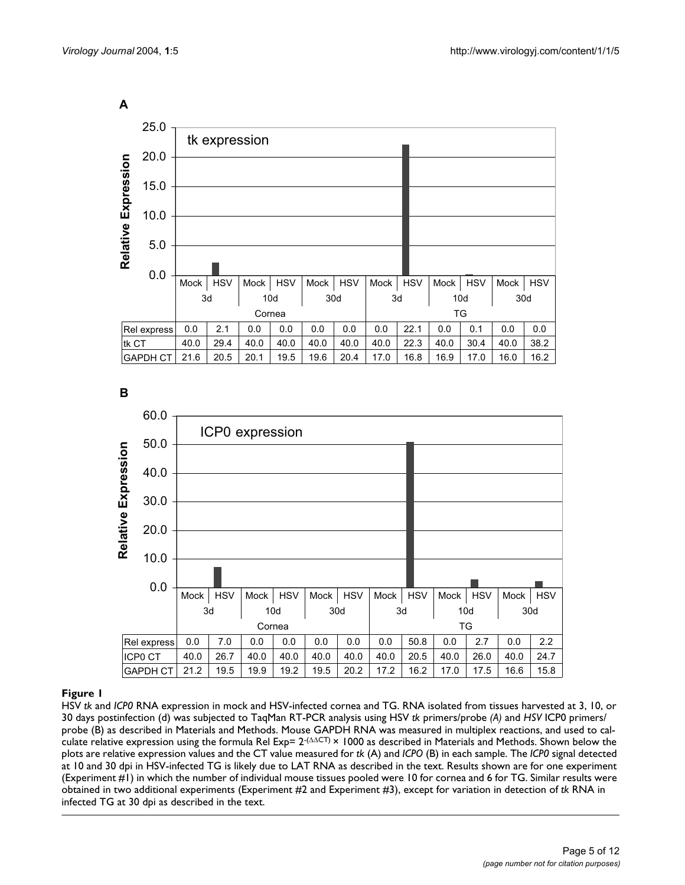**A**

**tk expression**

| | Cornea | | | | | | TG | | | | | |
|---|---|---|---|---|---|---|---|---|---|---|---|---|
| | 3d | | 10d | | 30d | | 3d | | 10d | | 30d | |
| | Mock | HSV | Mock | HSV | Mock | HSV | Mock | HSV | Mock | HSV | Mock | HSV |
| Rel express | 0.0 | 2.1 | 0.0 | 0.0 | 0.0 | 0.0 | 0.0 | 22.1 | 0.0 | 0.1 | 0.0 | 0.0 |
| tk CT | 40.0 | 29.4 | 40.0 | 40.0 | 40.0 | 40.0 | 40.0 | 22.3 | 40.0 | 30.4 | 40.0 | 38.2 |
| GAPDH CT | 21.6 | 20.5 | 20.1 | 19.5 | 19.6 | 20.4 | 17.0 | 16.8 | 16.9 | 17.0 | 16.0 | 16.2 |

**B**

**ICP0 expression**

| | Cornea | | | | | | TG | | | | | |
|---|---|---|---|---|---|---|---|---|---|---|---|---|
| | 3d | | 10d | | 30d | | 3d | | 10d | | 30d | |
| | Mock | HSV | Mock | HSV | Mock | HSV | Mock | HSV | Mock | HSV | Mock | HSV |
| Rel express | 0.0 | 7.0 | 0.0 | 0.0 | 0.0 | 0.0 | 0.0 | 50.8 | 0.0 | 2.7 | 0.0 | 2.2 |
| ICP0 CT | 40.0 | 26.7 | 40.0 | 40.0 | 40.0 | 40.0 | 40.0 | 20.5 | 40.0 | 26.0 | 40.0 | 24.7 |
| GAPDH CT | 21.2 | 19.5 | 19.9 | 19.2 | 19.5 | 20.2 | 17.2 | 16.2 | 17.0 | 17.5 | 16.6 | 15.8 |

**Figure 1**

HSV *tk* and *ICP0* RNA expression in mock and HSV-infected cornea and TG. RNA isolated from tissues harvested at 3, 10, or 30 days postinfection (d) was subjected to TaqMan RT-PCR analysis using HSV *tk* primers/probe *(A)* and *HSV* ICP0 primers/probe (B) as described in Materials and Methods. Mouse GAPDH RNA was measured in multiplex reactions, and used to calculate relative expression using the formula Rel Exp= $2^{-(\Delta\Delta CT)} \times 1000$ as described in Materials and Methods. Shown below the plots are relative expression values and the CT value measured for *tk* (A) and *ICPO* (B) in each sample. The *ICP0* signal detected at 10 and 30 dpi in HSV-infected TG is likely due to LAT RNA as described in the text. Results shown are for one experiment (Experiment #1) in which the number of individual mouse tissues pooled were 10 for cornea and 6 for TG. Similar results were obtained in two additional experiments (Experiment #2 and Experiment #3), except for variation in detection of *tk* RNA in infected TG at 30 dpi as described in the text.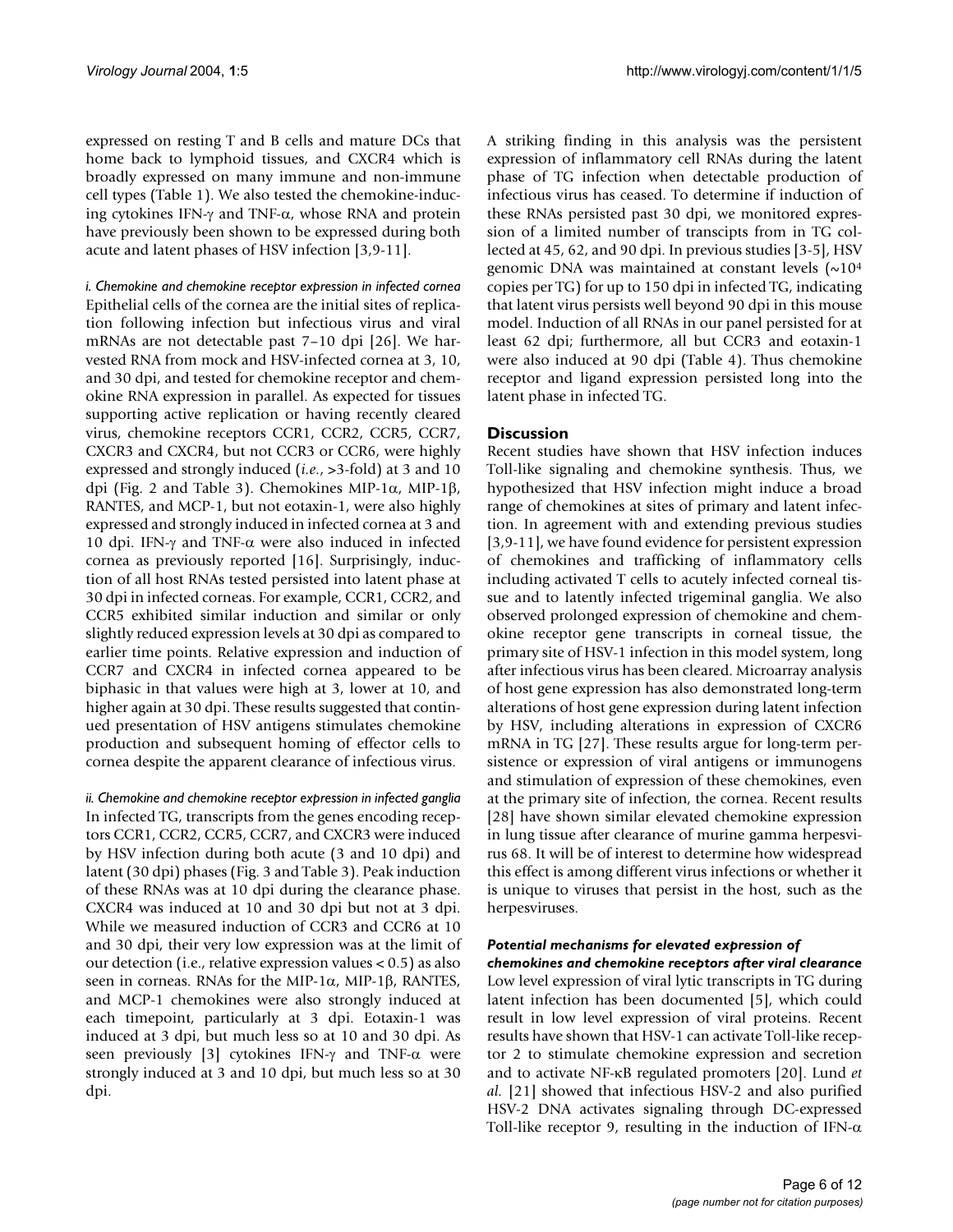expressed on resting T and B cells and mature DCs that home back to lymphoid tissues, and CXCR4 which is broadly expressed on many immune and non-immune cell types (Table 1). We also tested the chemokine-inducing cytokines IFN-γ and TNF-α, whose RNA and protein have previously been shown to be expressed during both acute and latent phases of HSV infection [3,9-11].

*i. Chemokine and chemokine receptor expression in infected cornea*

Epithelial cells of the cornea are the initial sites of replication following infection but infectious virus and viral mRNAs are not detectable past 7–10 dpi [26]. We harvested RNA from mock and HSV-infected cornea at 3, 10, and 30 dpi, and tested for chemokine receptor and chemokine RNA expression in parallel. As expected for tissues supporting active replication or having recently cleared virus, chemokine receptors CCR1, CCR2, CCR5, CCR7, CXCR3 and CXCR4, but not CCR3 or CCR6, were highly expressed and strongly induced (*i.e.*, >3-fold) at 3 and 10 dpi (Fig. 2 and Table 3). Chemokines MIP-1α, MIP-1β, RANTES, and MCP-1, but not eotaxin-1, were also highly expressed and strongly induced in infected cornea at 3 and 10 dpi. IFN-γ and TNF-α were also induced in infected cornea as previously reported [16]. Surprisingly, induction of all host RNAs tested persisted into latent phase at 30 dpi in infected corneas. For example, CCR1, CCR2, and CCR5 exhibited similar induction and similar or only slightly reduced expression levels at 30 dpi as compared to earlier time points. Relative expression and induction of CCR7 and CXCR4 in infected cornea appeared to be biphasic in that values were high at 3, lower at 10, and higher again at 30 dpi. These results suggested that continued presentation of HSV antigens stimulates chemokine production and subsequent homing of effector cells to cornea despite the apparent clearance of infectious virus.

*ii. Chemokine and chemokine receptor expression in infected ganglia*

In infected TG, transcripts from the genes encoding receptors CCR1, CCR2, CCR5, CCR7, and CXCR3 were induced by HSV infection during both acute (3 and 10 dpi) and latent (30 dpi) phases (Fig. 3 and Table 3). Peak induction of these RNAs was at 10 dpi during the clearance phase. CXCR4 was induced at 10 and 30 dpi but not at 3 dpi. While we measured induction of CCR3 and CCR6 at 10 and 30 dpi, their very low expression was at the limit of our detection (i.e., relative expression values < 0.5) as also seen in corneas. RNAs for the MIP-1α, MIP-1β, RANTES, and MCP-1 chemokines were also strongly induced at each timepoint, particularly at 3 dpi. Eotaxin-1 was induced at 3 dpi, but much less so at 10 and 30 dpi. As seen previously [3] cytokines IFN-γ and TNF-α were strongly induced at 3 and 10 dpi, but much less so at 30 dpi.

A striking finding in this analysis was the persistent expression of inflammatory cell RNAs during the latent phase of TG infection when detectable production of infectious virus has ceased. To determine if induction of these RNAs persisted past 30 dpi, we monitored expression of a limited number of transcripts from in TG collected at 45, 62, and 90 dpi. In previous studies [3-5], HSV genomic DNA was maintained at constant levels (~$10^4$ copies per TG) for up to 150 dpi in infected TG, indicating that latent virus persists well beyond 90 dpi in this mouse model. Induction of all RNAs in our panel persisted for at least 62 dpi; furthermore, all but CCR3 and eotaxin-1 were also induced at 90 dpi (Table 4). Thus chemokine receptor and ligand expression persisted long into the latent phase in infected TG.

## Discussion

Recent studies have shown that HSV infection induces Toll-like signaling and chemokine synthesis. Thus, we hypothesized that HSV infection might induce a broad range of chemokines at sites of primary and latent infection. In agreement with and extending previous studies [3,9-11], we have found evidence for persistent expression of chemokines and trafficking of inflammatory cells including activated T cells to acutely infected corneal tissue and to latently infected trigeminal ganglia. We also observed prolonged expression of chemokine and chemokine receptor gene transcripts in corneal tissue, the primary site of HSV-1 infection in this model system, long after infectious virus has been cleared. Microarray analysis of host gene expression has also demonstrated long-term alterations of host gene expression during latent infection by HSV, including alterations in expression of CXCR6 mRNA in TG [27]. These results argue for long-term persistence or expression of viral antigens or immunogens and stimulation of expression of these chemokines, even at the primary site of infection, the cornea. Recent results [28] have shown similar elevated chemokine expression in lung tissue after clearance of murine gamma herpesvirus 68. It will be of interest to determine how widespread this effect is among different virus infections or whether it is unique to viruses that persist in the host, such as the herpesviruses.

### *Potential mechanisms for elevated expression of chemokines and chemokine receptors after viral clearance*

Low level expression of viral lytic transcripts in TG during latent infection has been documented [5], which could result in low level expression of viral proteins. Recent results have shown that HSV-1 can activate Toll-like receptor 2 to stimulate chemokine expression and secretion and to activate NF-κB regulated promoters [20]. Lund *et al.* [21] showed that infectious HSV-2 and also purified HSV-2 DNA activates signaling through DC-expressed Toll-like receptor 9, resulting in the induction of IFN-α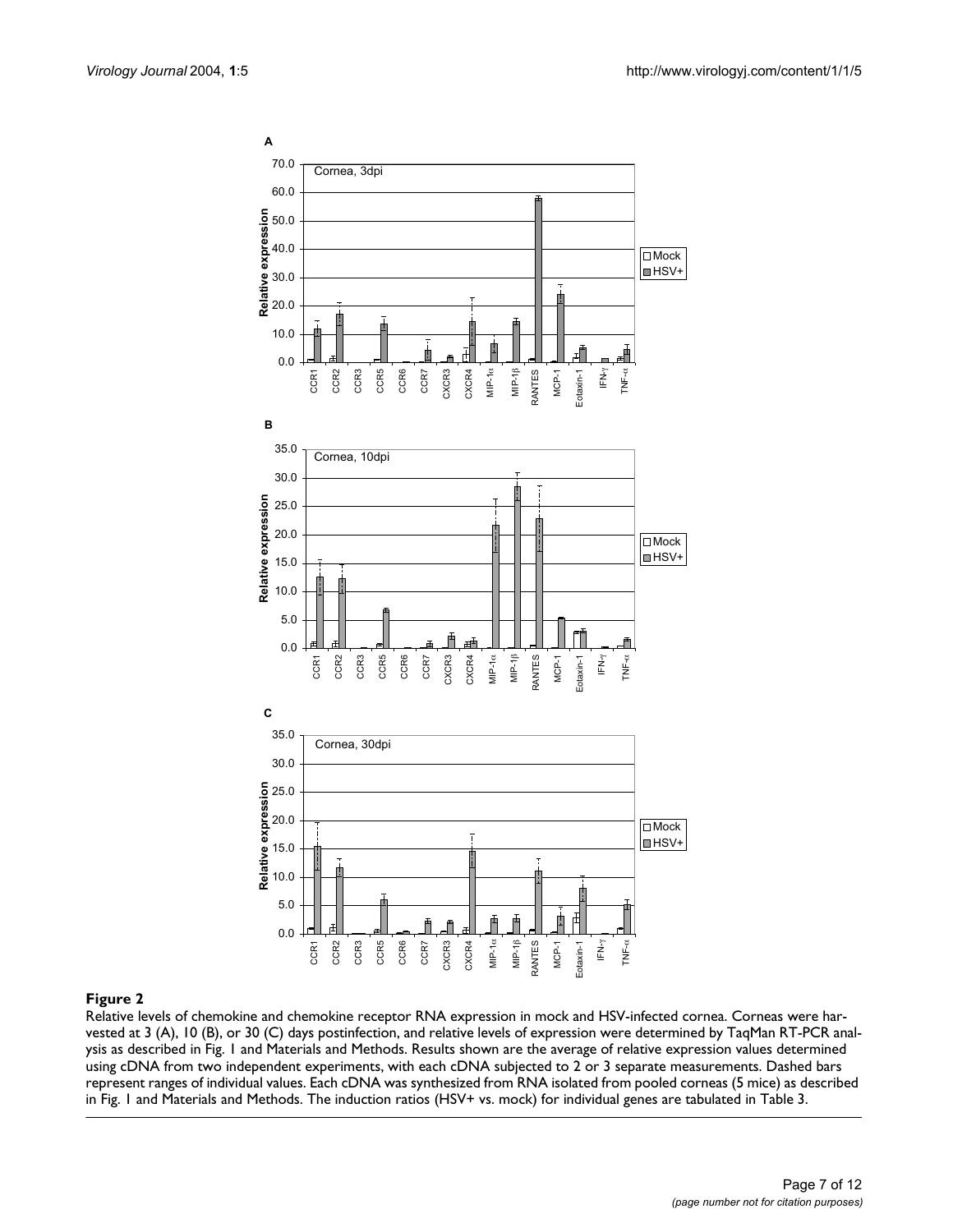**Figure 2**

Relative levels of chemokine and chemokine receptor RNA expression in mock and HSV-infected cornea. Corneas were harvested at 3 (A), 10 (B), or 30 (C) days postinfection, and relative levels of expression were determined by TaqMan RT-PCR analysis as described in Fig. 1 and Materials and Methods. Results shown are the average of relative expression values determined using cDNA from two independent experiments, with each cDNA subjected to 2 or 3 separate measurements. Dashed bars represent ranges of individual values. Each cDNA was synthesized from RNA isolated from pooled corneas (5 mice) as described in Fig. 1 and Materials and Methods. The induction ratios (HSV+ vs. mock) for individual genes are tabulated in Table 3.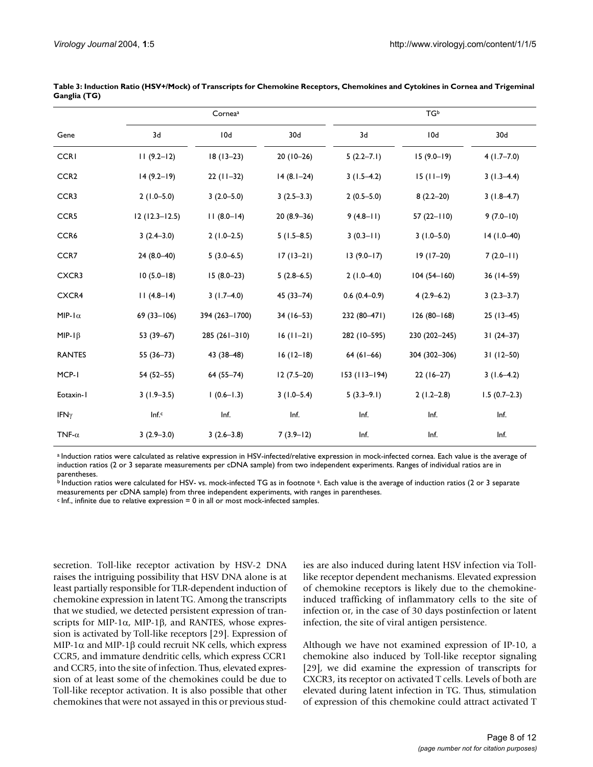**Table 3: Induction Ratio (HSV+/Mock) of Transcripts for Chemokine Receptors, Chemokines and Cytokines in Cornea and Trigeminal Ganglia (TG)**

| | Cornea[a] | | | TG[b] | | |
|---|---|---|---|---|---|---|
| Gene | 3d | 10d | 30d | 3d | 10d | 30d |
| CCR1 | 11 (9.2–12) | 18 (13–23) | 20 (10–26) | 5 (2.2–7.1) | 15 (9.0–19) | 4 (1.7–7.0) |
| CCR2 | 14 (9.2–19) | 22 (11–32) | 14 (8.1–24) | 3 (1.5–4.2) | 15 (11–19) | 3 (1.3–4.4) |
| CCR3 | 2 (1.0–5.0) | 3 (2.0–5.0) | 3 (2.5–3.3) | 2 (0.5–5.0) | 8 (2.2–20) | 3 (1.8–4.7) |
| CCR5 | 12 (12.3–12.5) | 11 (8.0–14) | 20 (8.9–36) | 9 (4.8–11) | 57 (22–110) | 9 (7.0–10) |
| CCR6 | 3 (2.4–3.0) | 2 (1.0–2.5) | 5 (1.5–8.5) | 3 (0.3–11) | 3 (1.0–5.0) | 14 (1.0–40) |
| CCR7 | 24 (8.0–40) | 5 (3.0–6.5) | 17 (13–21) | 13 (9.0–17) | 19 (17–20) | 7 (2.0–11) |
| CXCR3 | 10 (5.0–18) | 15 (8.0–23) | 5 (2.8–6.5) | 2 (1.0–4.0) | 104 (54–160) | 36 (14–59) |
| CXCR4 | 11 (4.8–14) | 3 (1.7–4.0) | 45 (33–74) | 0.6 (0.4–0.9) | 4 (2.9–6.2) | 3 (2.3–3.7) |
| MIP-1α | 69 (33–106) | 394 (263–1700) | 34 (16–53) | 232 (80–471) | 126 (80–168) | 25 (13–45) |
| MIP-1β | 53 (39–67) | 285 (261–310) | 16 (11–21) | 282 (10–595) | 230 (202–245) | 31 (24–37) |
| RANTES | 55 (36–73) | 43 (38–48) | 16 (12–18) | 64 (61–66) | 304 (302–306) | 31 (12–50) |
| MCP-1 | 54 (52–55) | 64 (55–74) | 12 (7.5–20) | 153 (113–194) | 22 (16–27) | 3 (1.6–4.2) |
| Eotaxin-1 | 3 (1.9–3.5) | 1 (0.6–1.3) | 3 (1.0–5.4) | 5 (3.3–9.1) | 2 (1.2–2.8) | 1.5 (0.7–2.3) |
| IFNγ | Inf.[c] | Inf. | Inf. | Inf. | Inf. | Inf. |
| TNF-α | 3 (2.9–3.0) | 3 (2.6–3.8) | 7 (3.9–12) | Inf. | Inf. | Inf. |

[a] Induction ratios were calculated as relative expression in HSV-infected/relative expression in mock-infected cornea. Each value is the average of induction ratios (2 or 3 separate measurements per cDNA sample) from two independent experiments. Ranges of individual ratios are in parentheses.
[b] Induction ratios were calculated for HSV- vs. mock-infected TG as in footnote [a]. Each value is the average of induction ratios (2 or 3 separate measurements per cDNA sample) from three independent experiments, with ranges in parentheses.
[c] Inf., infinite due to relative expression = 0 in all or most mock-infected samples.

secretion. Toll-like receptor activation by HSV-2 DNA raises the intriguing possibility that HSV DNA alone is at least partially responsible for TLR-dependent induction of chemokine expression in latent TG. Among the transcripts that we studied, we detected persistent expression of transcripts for MIP-1α, MIP-1β, and RANTES, whose expression is activated by Toll-like receptors [29]. Expression of MIP-1α and MIP-1β could recruit NK cells, which express CCR5, and immature dendritic cells, which express CCR1 and CCR5, into the site of infection. Thus, elevated expression of at least some of the chemokines could be due to Toll-like receptor activation. It is also possible that other chemokines that were not assayed in this or previous studies are also induced during latent HSV infection via Toll-like receptor dependent mechanisms. Elevated expression of chemokine receptors is likely due to the chemokine-induced trafficking of inflammatory cells to the site of infection or, in the case of 30 days postinfection or latent infection, the site of viral antigen persistence.

Although we have not examined expression of IP-10, a chemokine also induced by Toll-like receptor signaling [29], we did examine the expression of transcripts for CXCR3, its receptor on activated T cells. Levels of both are elevated during latent infection in TG. Thus, stimulation of expression of this chemokine could attract activated T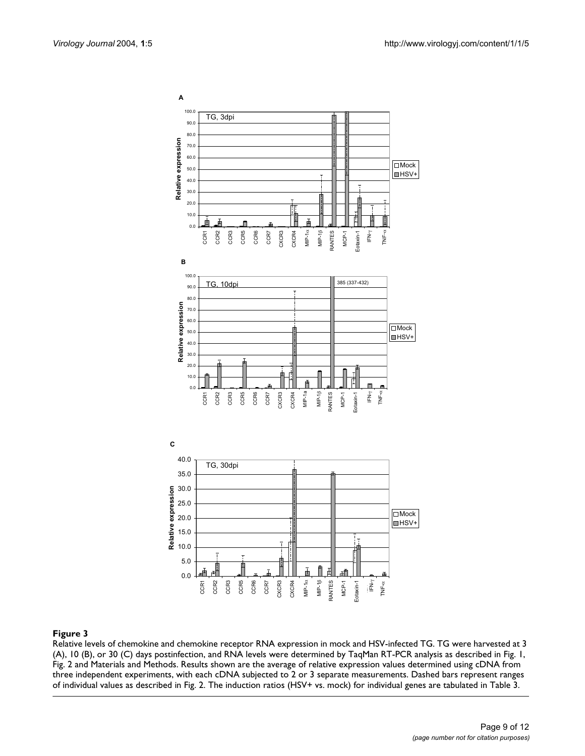**Figure 3**

Relative levels of chemokine and chemokine receptor RNA expression in mock and HSV-infected TG. TG were harvested at 3 (A), 10 (B), or 30 (C) days postinfection, and RNA levels were determined by TaqMan RT-PCR analysis as described in Fig. 1, Fig. 2 and Materials and Methods. Results shown are the average of relative expression values determined using cDNA from three independent experiments, with each cDNA subjected to 2 or 3 separate measurements. Dashed bars represent ranges of individual values as described in Fig. 2. The induction ratios (HSV+ vs. mock) for individual genes are tabulated in Table 3.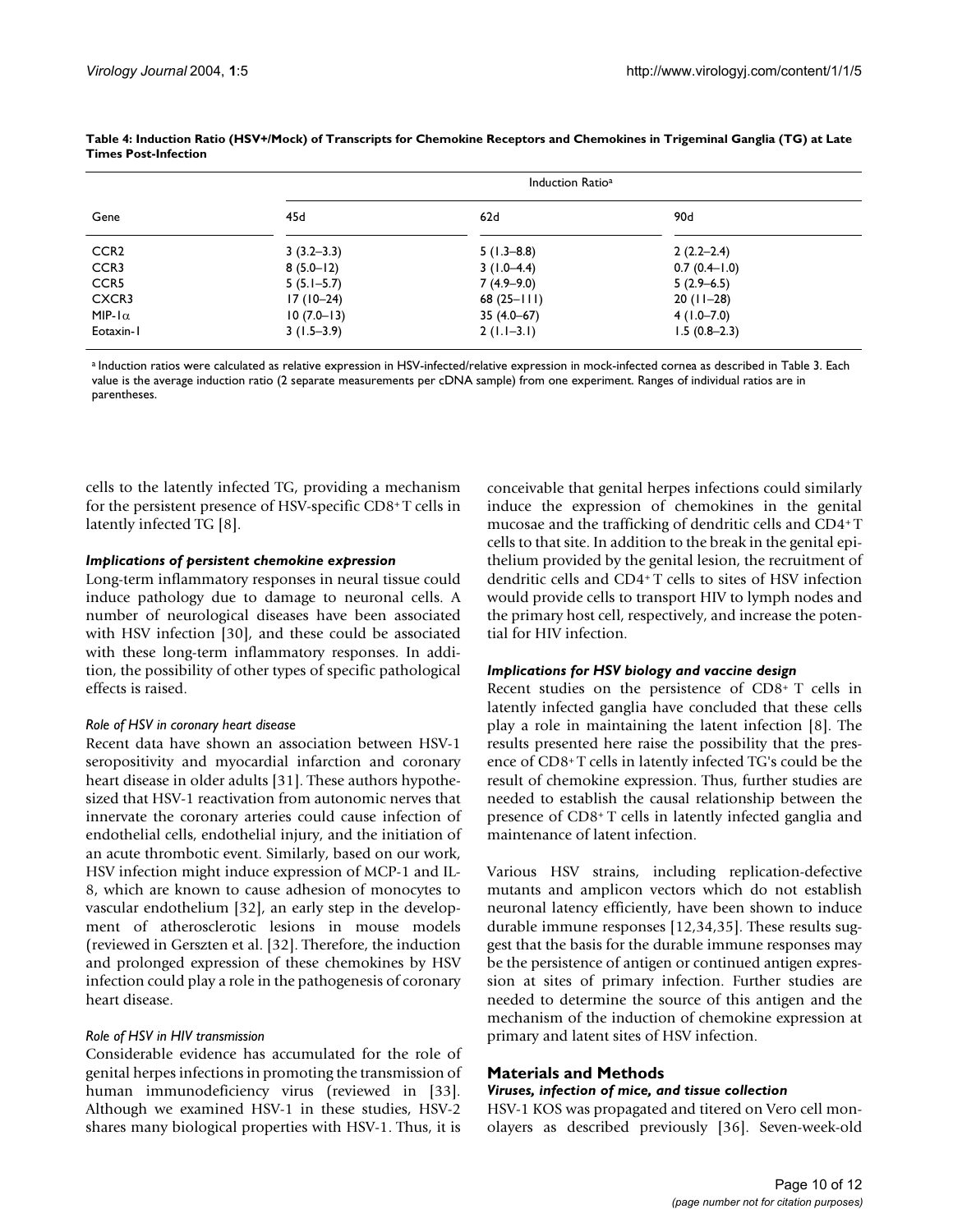**Table 4: Induction Ratio (HSV+/Mock) of Transcripts for Chemokine Receptors and Chemokines in Trigeminal Ganglia (TG) at Late Times Post-Infection**

| Gene | Induction Ratio[a] | | |
|---|---|---|---|
| | 45d | 62d | 90d |
| CCR2 | 3 (3.2–3.3) | 5 (1.3–8.8) | 2 (2.2–2.4) |
| CCR3 | 8 (5.0–12) | 3 (1.0–4.4) | 0.7 (0.4–1.0) |
| CCR5 | 5 (5.1–5.7) | 7 (4.9–9.0) | 5 (2.9–6.5) |
| CXCR3 | 17 (10–24) | 68 (25–111) | 20 (11–28) |
| MIP-1α | 10 (7.0–13) | 35 (4.0–67) | 4 (1.0–7.0) |
| Eotaxin-1 | 3 (1.5–3.9) | 2 (1.1–3.1) | 1.5 (0.8–2.3) |

[a] Induction ratios were calculated as relative expression in HSV-infected/relative expression in mock-infected cornea as described in Table 3. Each value is the average induction ratio (2 separate measurements per cDNA sample) from one experiment. Ranges of individual ratios are in parentheses.

cells to the latently infected TG, providing a mechanism for the persistent presence of HSV-specific CD8+ T cells in latently infected TG [8].

### *Implications of persistent chemokine expression*

Long-term inflammatory responses in neural tissue could induce pathology due to damage to neuronal cells. A number of neurological diseases have been associated with HSV infection [30], and these could be associated with these long-term inflammatory responses. In addition, the possibility of other types of specific pathological effects is raised.

#### *Role of HSV in coronary heart disease*

Recent data have shown an association between HSV-1 seropositivity and myocardial infarction and coronary heart disease in older adults [31]. These authors hypothesized that HSV-1 reactivation from autonomic nerves that innervate the coronary arteries could cause infection of endothelial cells, endothelial injury, and the initiation of an acute thrombotic event. Similarly, based on our work, HSV infection might induce expression of MCP-1 and IL-8, which are known to cause adhesion of monocytes to vascular endothelium [32], an early step in the development of atherosclerotic lesions in mouse models (reviewed in Gerszten et al. [32]. Therefore, the induction and prolonged expression of these chemokines by HSV infection could play a role in the pathogenesis of coronary heart disease.

#### *Role of HSV in HIV transmission*

Considerable evidence has accumulated for the role of genital herpes infections in promoting the transmission of human immunodeficiency virus (reviewed in [33]. Although we examined HSV-1 in these studies, HSV-2 shares many biological properties with HSV-1. Thus, it is conceivable that genital herpes infections could similarly induce the expression of chemokines in the genital mucosae and the trafficking of dendritic cells and CD4+ T cells to that site. In addition to the break in the genital epithelium provided by the genital lesion, the recruitment of dendritic cells and CD4+ T cells to sites of HSV infection would provide cells to transport HIV to lymph nodes and the primary host cell, respectively, and increase the potential for HIV infection.

### *Implications for HSV biology and vaccine design*

Recent studies on the persistence of CD8+ T cells in latently infected ganglia have concluded that these cells play a role in maintaining the latent infection [8]. The results presented here raise the possibility that the presence of CD8+ T cells in latently infected TG's could be the result of chemokine expression. Thus, further studies are needed to establish the causal relationship between the presence of CD8+ T cells in latently infected ganglia and maintenance of latent infection.

Various HSV strains, including replication-defective mutants and amplicon vectors which do not establish neuronal latency efficiently, have been shown to induce durable immune responses [12,34,35]. These results suggest that the basis for the durable immune responses may be the persistence of antigen or continued antigen expression at sites of primary infection. Further studies are needed to determine the source of this antigen and the mechanism of the induction of chemokine expression at primary and latent sites of HSV infection.

## Materials and Methods

### *Viruses, infection of mice, and tissue collection*

HSV-1 KOS was propagated and titered on Vero cell monolayers as described previously [36]. Seven-week-old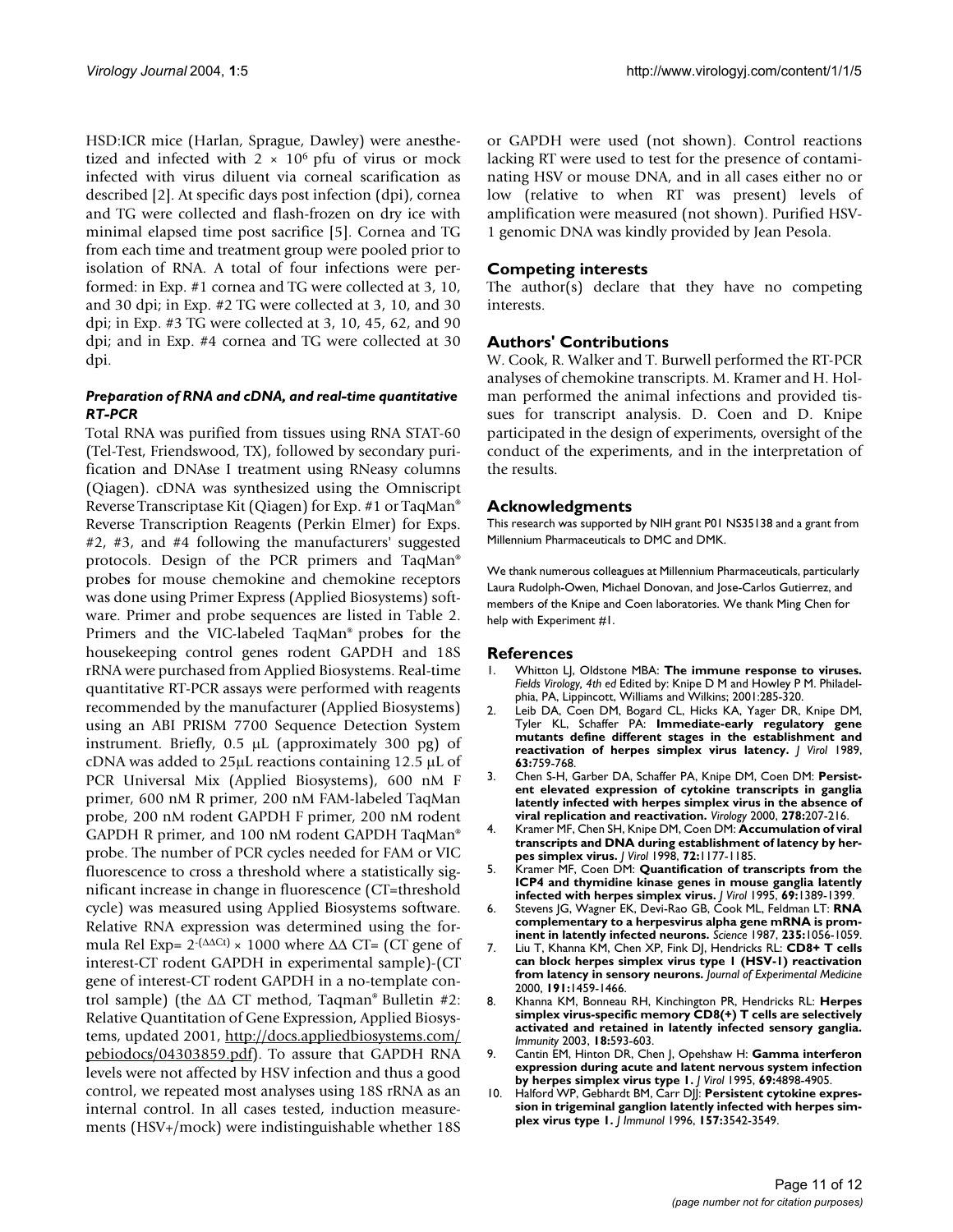HSD:ICR mice (Harlan, Sprague, Dawley) were anesthetized and infected with $2 \times 10^6$ pfu of virus or mock infected with virus diluent via corneal scarification as described [2]. At specific days post infection (dpi), cornea and TG were collected and flash-frozen on dry ice with minimal elapsed time post sacrifice [5]. Cornea and TG from each time and treatment group were pooled prior to isolation of RNA. A total of four infections were performed: in Exp. #1 cornea and TG were collected at 3, 10, and 30 dpi; in Exp. #2 TG were collected at 3, 10, and 30 dpi; in Exp. #3 TG were collected at 3, 10, 45, 62, and 90 dpi; and in Exp. #4 cornea and TG were collected at 30 dpi.

#### *Preparation of RNA and cDNA, and real-time quantitative RT-PCR*

Total RNA was purified from tissues using RNA STAT-60 (Tel-Test, Friendswood, TX), followed by secondary purification and DNAse I treatment using RNeasy columns (Qiagen). cDNA was synthesized using the Omniscript Reverse Transcriptase Kit (Qiagen) for Exp. #1 or TaqMan® Reverse Transcription Reagents (Perkin Elmer) for Exps. #2, #3, and #4 following the manufacturers' suggested protocols. Design of the PCR primers and TaqMan® probes for mouse chemokine and chemokine receptors was done using Primer Express (Applied Biosystems) software. Primer and probe sequences are listed in Table 2. Primers and the VIC-labeled TaqMan® probes for the housekeeping control genes rodent GAPDH and 18S rRNA were purchased from Applied Biosystems. Real-time quantitative RT-PCR assays were performed with reagents recommended by the manufacturer (Applied Biosystems) using an ABI PRISM 7700 Sequence Detection System instrument. Briefly, 0.5 μL (approximately 300 pg) of cDNA was added to 25μL reactions containing 12.5 μL of PCR Universal Mix (Applied Biosystems), 600 nM F primer, 600 nM R primer, 200 nM FAM-labeled TaqMan probe, 200 nM rodent GAPDH F primer, 200 nM rodent GAPDH R primer, and 100 nM rodent GAPDH TaqMan® probe. The number of PCR cycles needed for FAM or VIC fluorescence to cross a threshold where a statistically significant increase in change in fluorescence (CT=threshold cycle) was measured using Applied Biosystems software. Relative RNA expression was determined using the formula Rel Exp= $2^{-(\Delta\Delta Ct)} \times 1000$ where ΔΔ CT= (CT gene of interest-CT rodent GAPDH in experimental sample)-(CT gene of interest-CT rodent GAPDH in a no-template control sample) (the ΔΔ CT method, Taqman® Bulletin #2: Relative Quantitation of Gene Expression, Applied Biosystems, updated 2001, http://docs.appliedbiosystems.com/pebiodocs/04303859.pdf). To assure that GAPDH RNA levels were not affected by HSV infection and thus a good control, we repeated most analyses using 18S rRNA as an internal control. In all cases tested, induction measurements (HSV+/mock) were indistinguishable whether 18S or GAPDH were used (not shown). Control reactions lacking RT were used to test for the presence of contaminating HSV or mouse DNA, and in all cases either no or low (relative to when RT was present) levels of amplification were measured (not shown). Purified HSV-1 genomic DNA was kindly provided by Jean Pesola.

## Competing interests

The author(s) declare that they have no competing interests.

## Authors' Contributions

W. Cook, R. Walker and T. Burwell performed the RT-PCR analyses of chemokine transcripts. M. Kramer and H. Holman performed the animal infections and provided tissues for transcript analysis. D. Coen and D. Knipe participated in the design of experiments, oversight of the conduct of the experiments, and in the interpretation of the results.

## Acknowledgments

This research was supported by NIH grant P01 NS35138 and a grant from Millennium Pharmaceuticals to DMC and DMK.

We thank numerous colleagues at Millennium Pharmaceuticals, particularly Laura Rudolph-Owen, Michael Donovan, and Jose-Carlos Gutierrez, and members of the Knipe and Coen laboratories. We thank Ming Chen for help with Experiment #1.

## References

1. Whitton LJ, Oldstone MBA: **The immune response to viruses.** *Fields Virology, 4th ed* Edited by: Knipe D M and Howley P M. Philadelphia, PA, Lippincott, Williams and Wilkins; 2001:285-320.
2. Leib DA, Coen DM, Bogard CL, Hicks KA, Yager DR, Knipe DM, Tyler KL, Schaffer PA: **Immediate-early regulatory gene mutants define different stages in the establishment and reactivation of herpes simplex virus latency.** *J Virol* 1989, **63:**759-768.
3. Chen S-H, Garber DA, Schaffer PA, Knipe DM, Coen DM: **Persistent elevated expression of cytokine transcripts in ganglia latently infected with herpes simplex virus in the absence of viral replication and reactivation.** *Virology* 2000, **278:**207-216.
4. Kramer MF, Chen SH, Knipe DM, Coen DM: **Accumulation of viral transcripts and DNA during establishment of latency by herpes simplex virus.** *J Virol* 1998, **72:**1177-1185.
5. Kramer MF, Coen DM: **Quantification of transcripts from the ICP4 and thymidine kinase genes in mouse ganglia latently infected with herpes simplex virus.** *J Virol* 1995, **69:**1389-1399.
6. Stevens JG, Wagner EK, Devi-Rao GB, Cook ML, Feldman LT: **RNA complementary to a herpesvirus alpha gene mRNA is prominent in latently infected neurons.** *Science* 1987, **235:**1056-1059.
7. Liu T, Khanna KM, Chen XP, Fink DJ, Hendricks RL: **CD8+ T cells can block herpes simplex virus type 1 (HSV-1) reactivation from latency in sensory neurons.** *Journal of Experimental Medicine* 2000, **191:**1459-1466.
8. Khanna KM, Bonneau RH, Kinchington PR, Hendricks RL: **Herpes simplex virus-specific memory CD8(+) T cells are selectively activated and retained in latently infected sensory ganglia.** *Immunity* 2003, **18:**593-603.
9. Cantin EM, Hinton DR, Chen J, Opehshaw H: **Gamma interferon expression during acute and latent nervous system infection by herpes simplex virus type 1.** *J Virol* 1995, **69:**4898-4905.
10. Halford WP, Gebhardt BM, Carr DJJ: **Persistent cytokine expression in trigeminal ganglion latently infected with herpes simplex virus type 1.** *J Immunol* 1996, **157:**3542-3549.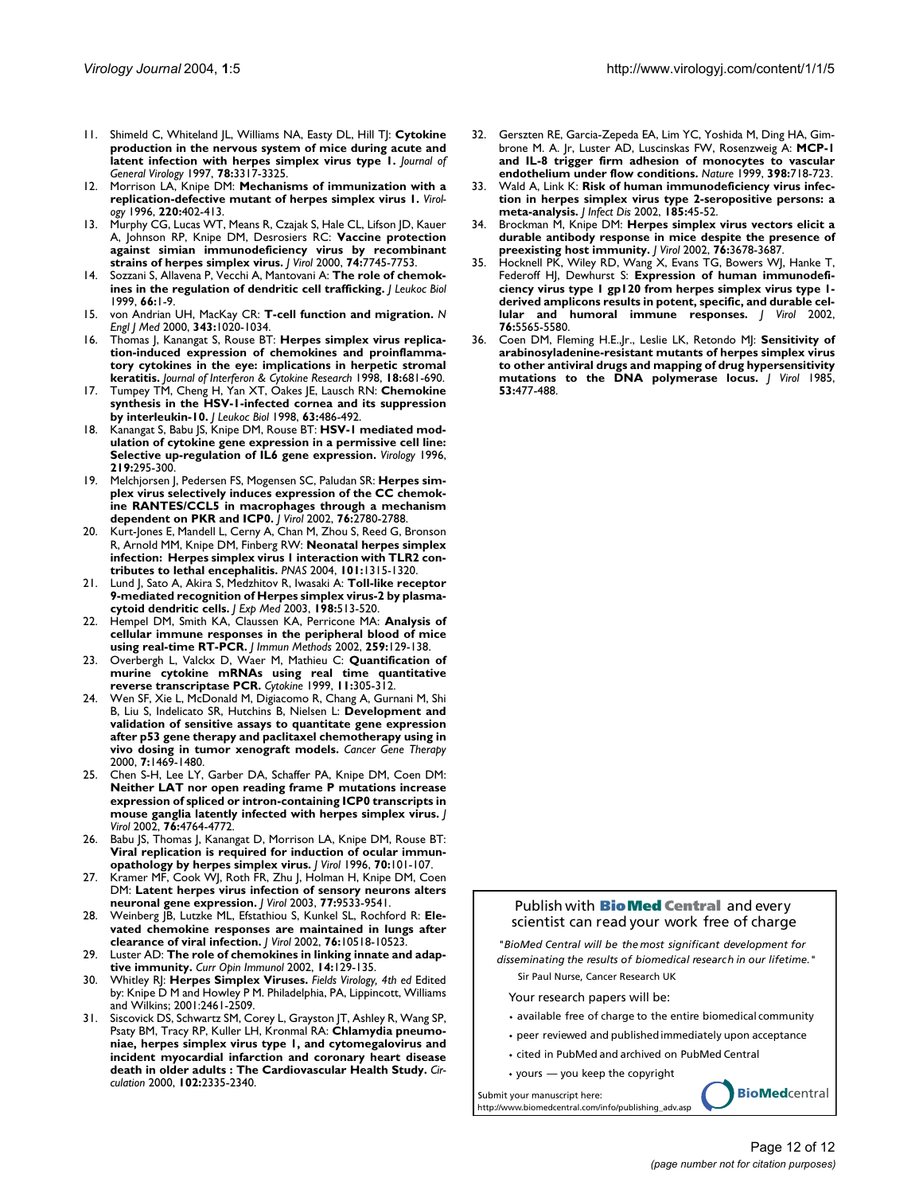11. Shimeld C, Whiteland JL, Williams NA, Easty DL, Hill TJ: **Cytokine production in the nervous system of mice during acute and latent infection with herpes simplex virus type 1.** *Journal of General Virology* 1997, **78:**3317-3325.
12. Morrison LA, Knipe DM: **Mechanisms of immunization with a replication-defective mutant of herpes simplex virus 1.** *Virology* 1996, **220:**402-413.
13. Murphy CG, Lucas WT, Means R, Czajak S, Hale CL, Lifson JD, Kauer A, Johnson RP, Knipe DM, Desrosiers RC: **Vaccine protection against simian immunodeficiency virus by recombinant strains of herpes simplex virus.** *J Virol* 2000, **74:**7745-7753.
14. Sozzani S, Allavena P, Vecchi A, Mantovani A: **The role of chemokines in the regulation of dendritic cell trafficking.** *J Leukoc Biol* 1999, **66:**1-9.
15. von Andrian UH, MacKay CR: **T-cell function and migration.** *N Engl J Med* 2000, **343:**1020-1034.
16. Thomas J, Kanangat S, Rouse BT: **Herpes simplex virus replication-induced expression of chemokines and proinflammatory cytokines in the eye: implications in herpetic stromal keratitis.** *Journal of Interferon & Cytokine Research* 1998, **18:**681-690.
17. Tumpey TM, Cheng H, Yan XT, Oakes JE, Lausch RN: **Chemokine synthesis in the HSV-1-infected cornea and its suppression by interleukin-10.** *J Leukoc Biol* 1998, **63:**486-492.
18. Kanangat S, Babu JS, Knipe DM, Rouse BT: **HSV-1 mediated modulation of cytokine gene expression in a permissive cell line: Selective up-regulation of IL6 gene expression.** *Virology* 1996, **219:**295-300.
19. Melchjorsen J, Pedersen FS, Mogensen SC, Paludan SR: **Herpes simplex virus selectively induces expression of the CC chemokine RANTES/CCL5 in macrophages through a mechanism dependent on PKR and ICP0.** *J Virol* 2002, **76:**2780-2788.
20. Kurt-Jones E, Mandell L, Cerny A, Chan M, Zhou S, Reed G, Bronson R, Arnold MM, Knipe DM, Finberg RW: **Neonatal herpes simplex infection: Herpes simplex virus 1 interaction with TLR2 contributes to lethal encephalitis.** *PNAS* 2004, **101:**1315-1320.
21. Lund J, Sato A, Akira S, Medzhitov R, Iwasaki A: **Toll-like receptor 9-mediated recognition of Herpes simplex virus-2 by plasmacytoid dendritic cells.** *J Exp Med* 2003, **198:**513-520.
22. Hempel DM, Smith KA, Claussen KA, Perricone MA: **Analysis of cellular immune responses in the peripheral blood of mice using real-time RT-PCR.** *J Immun Methods* 2002, **259:**129-138.
23. Overbergh L, Valckx D, Waer M, Mathieu C: **Quantification of murine cytokine mRNAs using real time quantitative reverse transcriptase PCR.** *Cytokine* 1999, **11:**305-312.
24. Wen SF, Xie L, McDonald M, Digiacomo R, Chang A, Gurnani M, Shi B, Liu S, Indelicato SR, Hutchins B, Nielsen L: **Development and validation of sensitive assays to quantitate gene expression after p53 gene therapy and paclitaxel chemotherapy using in vivo dosing in tumor xenograft models.** *Cancer Gene Therapy* 2000, **7:**1469-1480.
25. Chen S-H, Lee LY, Garber DA, Schaffer PA, Knipe DM, Coen DM: **Neither LAT nor open reading frame P mutations increase expression of spliced or intron-containing ICP0 transcripts in mouse ganglia latently infected with herpes simplex virus.** *J Virol* 2002, **76:**4764-4772.
26. Babu JS, Thomas J, Kanangat D, Morrison LA, Knipe DM, Rouse BT: **Viral replication is required for induction of ocular immunopathology by herpes simplex virus.** *J Virol* 1996, **70:**101-107.
27. Kramer MF, Cook WJ, Roth FR, Zhu J, Holman H, Knipe DM, Coen DM: **Latent herpes virus infection of sensory neurons alters neuronal gene expression.** *J Virol* 2003, **77:**9533-9541.
28. Weinberg JB, Lutzke ML, Efstathiou S, Kunkel SL, Rochford R: **Elevated chemokine responses are maintained in lungs after clearance of viral infection.** *J Virol* 2002, **76:**10518-10523.
29. Luster AD: **The role of chemokines in linking innate and adaptive immunity.** *Curr Opin Immunol* 2002, **14:**129-135.
30. Whitley RJ: **Herpes Simplex Viruses.** *Fields Virology, 4th ed* Edited by: Knipe D M and Howley P M. Philadelphia, PA, Lippincott, Williams and Wilkins; 2001:2461-2509.
31. Siscovick DS, Schwartz SM, Corey L, Grayston JT, Ashley R, Wang SP, Psaty BM, Tracy RP, Kuller LH, Kronmal RA: **Chlamydia pneumoniae, herpes simplex virus type 1, and cytomegalovirus and incident myocardial infarction and coronary heart disease death in older adults : The Cardiovascular Health Study.** *Circulation* 2000, **102:**2335-2340.
32. Gerszten RE, Garcia-Zepeda EA, Lim YC, Yoshida M, Ding HA, Gimbrone M. A. Jr, Luster AD, Luscinskas FW, Rosenzweig A: **MCP-1 and IL-8 trigger firm adhesion of monocytes to vascular endothelium under flow conditions.** *Nature* 1999, **398:**718-723.
33. Wald A, Link K: **Risk of human immunodeficiency virus infection in herpes simplex virus type 2-seropositive persons: a meta-analysis.** *J Infect Dis* 2002, **185:**45-52.
34. Brockman M, Knipe DM: **Herpes simplex virus vectors elicit a durable antibody response in mice despite the presence of preexisting host immunity.** *J Virol* 2002, **76:**3678-3687.
35. Hocknell PK, Wiley RD, Wang X, Evans TG, Bowers WJ, Hanke T, Federoff HJ, Dewhurst S: **Expression of human immunodeficiency virus type 1 gp120 from herpes simplex virus type 1-derived amplicons results in potent, specific, and durable cellular and humoral immune responses.** *J Virol* 2002, **76:**5565-5580.
36. Coen DM, Fleming H.E.,Jr., Leslie LK, Retondo MJ: **Sensitivity of arabinosyladenine-resistant mutants of herpes simplex virus to other antiviral drugs and mapping of drug hypersensitivity mutations to the DNA polymerase locus.** *J Virol* 1985, **53:**477-488.

Publish with **BioMed Central** and every scientist can read your work free of charge

*"BioMed Central will be the most significant development for disseminating the results of biomedical research in our lifetime."*

Sir Paul Nurse, Cancer Research UK

Your research papers will be:

- available free of charge to the entire biomedical community
- peer reviewed and published immediately upon acceptance
- cited in PubMed and archived on PubMed Central
- yours — you keep the copyright

Submit your manuscript here:
http://www.biomedcentral.com/info/publishing_adv.asp

**BioMed**central